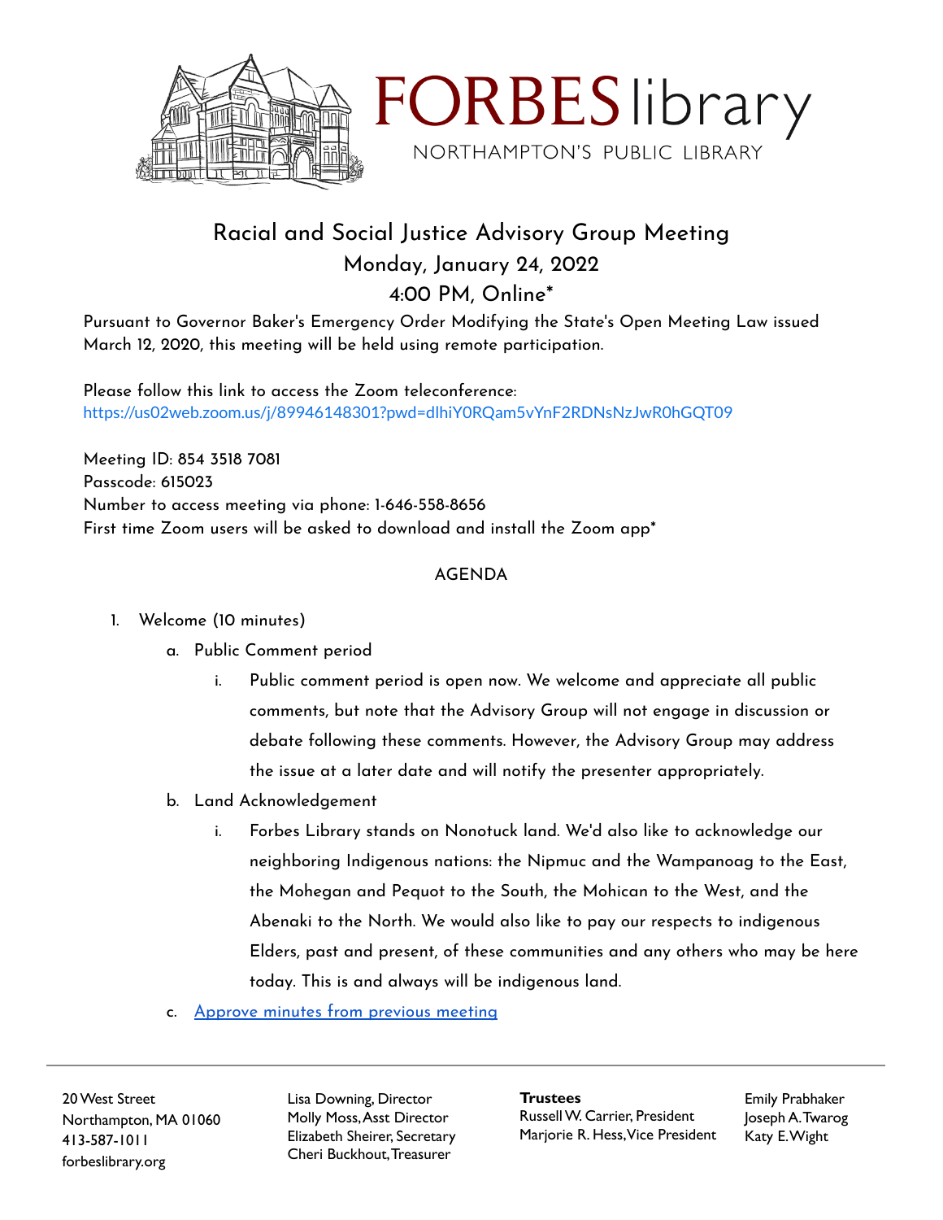FORBES library

NORTHAMPTON'S PUBLIC LIBRARY

# Racial and Social Justice Advisory Group Meeting

## Monday, January 24, 2022

## 4:00 PM, Online*

Pursuant to Governor Baker's Emergency Order Modifying the State's Open Meeting Law issued March 12, 2020, this meeting will be held using remote participation.

Please follow this link to access the Zoom teleconference:
https://us02web.zoom.us/j/89946148301?pwd=dlhiY0RQam5vYnF2RDNsNzJwR0hGQT09

Meeting ID: 854 3518 7081
Passcode: 615023
Number to access meeting via phone: 1-646-558-8656
First time Zoom users will be asked to download and install the Zoom app*

AGENDA

1. Welcome (10 minutes)
   a. Public Comment period
      i. Public comment period is open now. We welcome and appreciate all public comments, but note that the Advisory Group will not engage in discussion or debate following these comments. However, the Advisory Group may address the issue at a later date and will notify the presenter appropriately.
   b. Land Acknowledgement
      i. Forbes Library stands on Nonotuck land. We'd also like to acknowledge our neighboring Indigenous nations: the Nipmuc and the Wampanoag to the East, the Mohegan and Pequot to the South, the Mohican to the West, and the Abenaki to the North. We would also like to pay our respects to indigenous Elders, past and present, of these communities and any others who may be here today. This is and always will be indigenous land.
   c. Approve minutes from previous meeting

20 West Street
Northampton, MA 01060
413-587-1011
forbeslibrary.org

Lisa Downing, Director
Molly Moss, Asst Director
Elizabeth Sheirer, Secretary
Cheri Buckhout, Treasurer

**Trustees**
Russell W. Carrier, President
Marjorie R. Hess, Vice President
Emily Prabhaker
Joseph A. Twarog
Katy E. Wight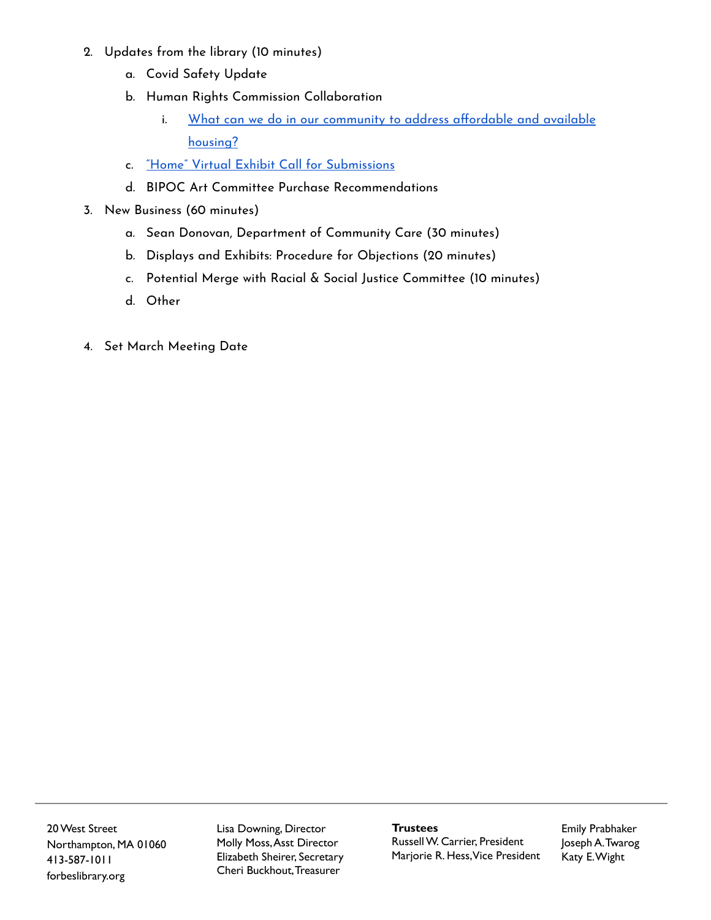2. Updates from the library (10 minutes)
    a. Covid Safety Update
    b. Human Rights Commission Collaboration
        i. What can we do in our community to address affordable and available housing?
    c. "Home" Virtual Exhibit Call for Submissions
    d. BIPOC Art Committee Purchase Recommendations
3. New Business (60 minutes)
    a. Sean Donovan, Department of Community Care (30 minutes)
    b. Displays and Exhibits: Procedure for Objections (20 minutes)
    c. Potential Merge with Racial & Social Justice Committee (10 minutes)
    d. Other
4. Set March Meeting Date

20 West Street
Northampton, MA 01060
413-587-1011
forbeslibrary.org

Lisa Downing, Director
Molly Moss, Asst Director
Elizabeth Sheirer, Secretary
Cheri Buckhout, Treasurer

**Trustees**
Russell W. Carrier, President
Marjorie R. Hess, Vice President
Emily Prabhaker
Joseph A. Twarog
Katy E. Wight